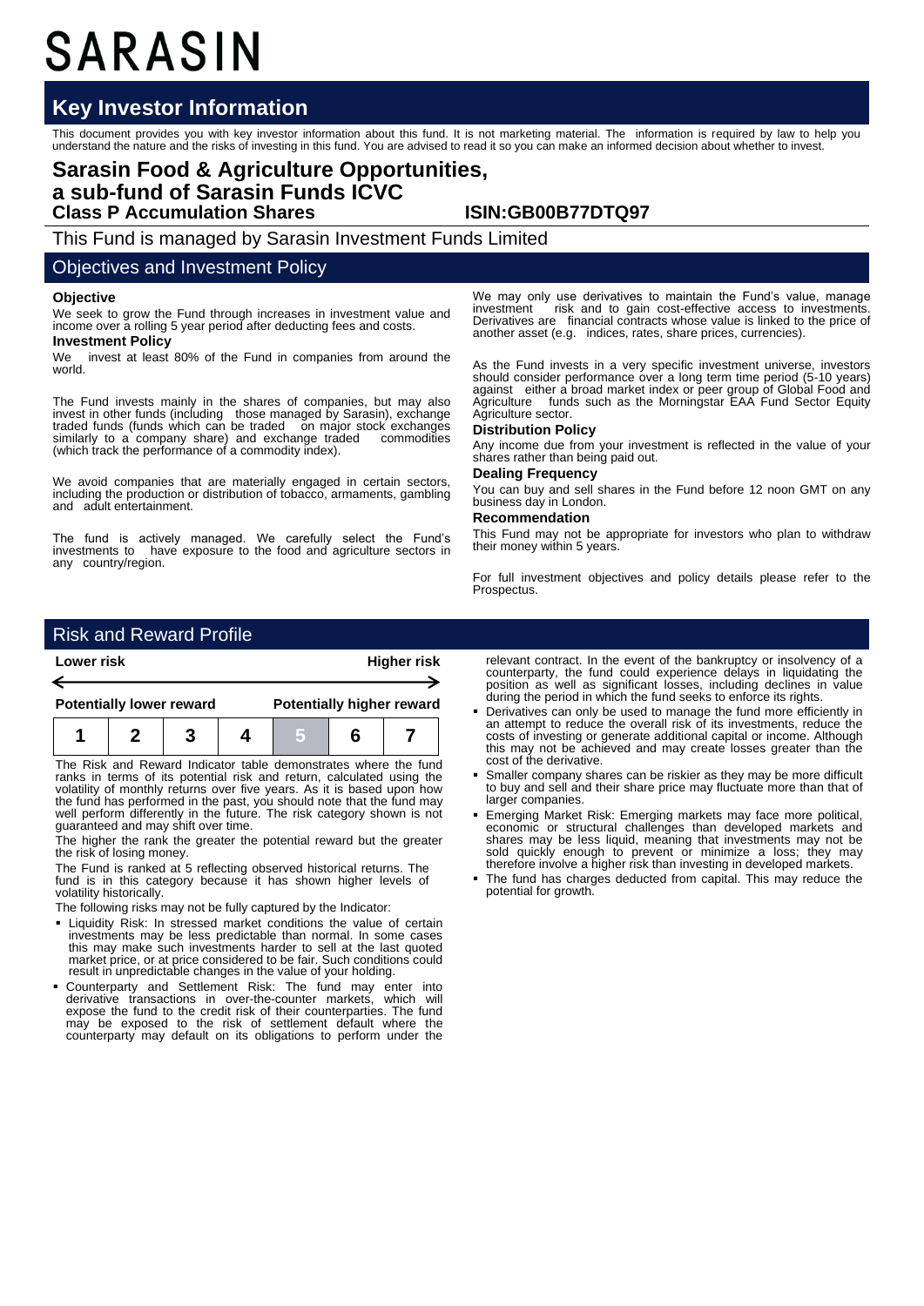# SARASIN

## Key Investor Information

This document provides you with key investor information about this fund. It is not marketing material. The information is required by law to help you understand the nature and the risks of investing in this fund. You are advised to read it so you can make an informed decision about whether to invest.

## Sarasin Food & Agriculture Opportunities, a sub-fund of Sarasin Funds ICVC

**Class P Accumulation Shares** **ISIN:GB00B77DTQ97**

This Fund is managed by Sarasin Investment Funds Limited

## Objectives and Investment Policy

**Objective**

We seek to grow the Fund through increases in investment value and income over a rolling 5 year period after deducting fees and costs.

**Investment Policy**

We invest at least 80% of the Fund in companies from around the world.

The Fund invests mainly in the shares of companies, but may also invest in other funds (including those managed by Sarasin), exchange traded funds (funds which can be traded on major stock exchanges similarly to a company share) and exchange traded commodities (which track the performance of a commodity index).

We avoid companies that are materially engaged in certain sectors, including the production or distribution of tobacco, armaments, gambling and adult entertainment.

The fund is actively managed. We carefully select the Fund's investments to have exposure to the food and agriculture sectors in any country/region.

We may only use derivatives to maintain the Fund's value, manage investment risk and to gain cost-effective access to investments. Derivatives are financial contracts whose value is linked to the price of another asset (e.g. indices, rates, share prices, currencies).

As the Fund invests in a very specific investment universe, investors should consider performance over a long term time period (5-10 years) against either a broad market index or peer group of Global Food and Agriculture funds such as the Morningstar EAA Fund Sector Equity Agriculture sector.

**Distribution Policy**

Any income due from your investment is reflected in the value of your shares rather than being paid out.

**Dealing Frequency**

You can buy and sell shares in the Fund before 12 noon GMT on any business day in London.

**Recommendation**

This Fund may not be appropriate for investors who plan to withdraw their money within 5 years.

For full investment objectives and policy details please refer to the Prospectus.

## Risk and Reward Profile

| Lower risk | | | | | | Higher risk |
|---|---|---|---|---|---|---|
| Potentially lower reward | | | | | | Potentially higher reward |
| 1 | 2 | 3 | 4 | **5** | 6 | 7 |

The Risk and Reward Indicator table demonstrates where the fund ranks in terms of its potential risk and return, calculated using the volatility of monthly returns over five years. As it is based upon how the fund has performed in the past, you should note that the fund may well perform differently in the future. The risk category shown is not guaranteed and may shift over time.

The higher the rank the greater the potential reward but the greater the risk of losing money.

The Fund is ranked at 5 reflecting observed historical returns. The fund is in this category because it has shown higher levels of volatility historically.

The following risks may not be fully captured by the Indicator:

- Liquidity Risk: In stressed market conditions the value of certain investments may be less predictable than normal. In some cases this may make such investments harder to sell at the last quoted market price, or at price considered to be fair. Such conditions could result in unpredictable changes in the value of your holding.
- Counterparty and Settlement Risk: The fund may enter into derivative transactions in over-the-counter markets, which will expose the fund to the credit risk of their counterparties. The fund may be exposed to the risk of settlement default where the counterparty may default on its obligations to perform under the relevant contract. In the event of the bankruptcy or insolvency of a counterparty, the fund could experience delays in liquidating the position as well as significant losses, including declines in value during the period in which the fund seeks to enforce its rights.
- Derivatives can only be used to manage the fund more efficiently in an attempt to reduce the overall risk of its investments, reduce the costs of investing or generate additional capital or income. Although this may not be achieved and may create losses greater than the cost of the derivative.
- Smaller company shares can be riskier as they may be more difficult to buy and sell and their share price may fluctuate more than that of larger companies.
- Emerging Market Risk: Emerging markets may face more political, economic or structural challenges than developed markets and shares may be less liquid, meaning that investments may not be sold quickly enough to prevent or minimize a loss; they may therefore involve a higher risk than investing in developed markets.
- The fund has charges deducted from capital. This may reduce the potential for growth.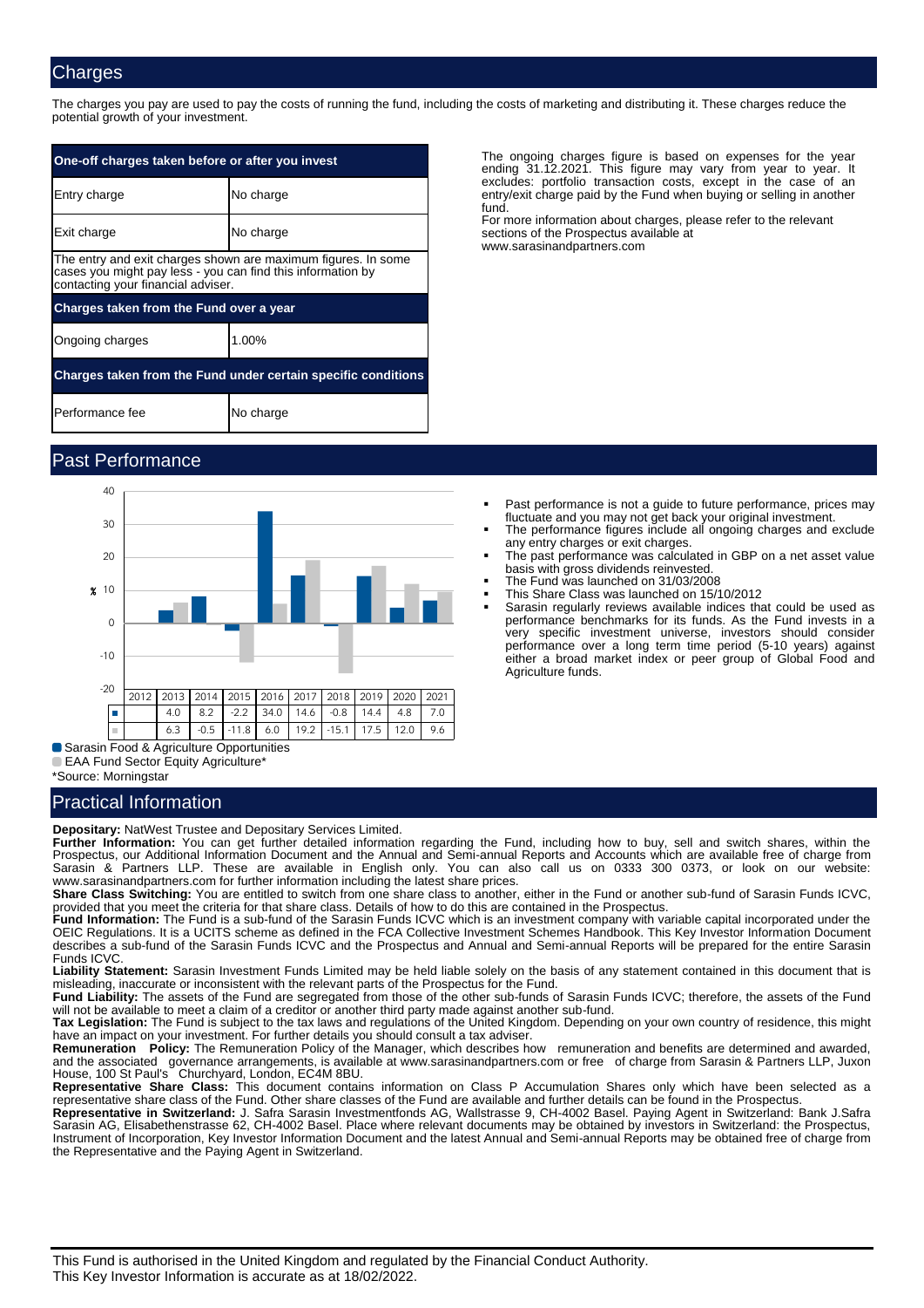## Charges

The charges you pay are used to pay the costs of running the fund, including the costs of marketing and distributing it. These charges reduce the potential growth of your investment.

| One-off charges taken before or after you invest | |
|---|---|
| Entry charge | No charge |
| Exit charge | No charge |
| The entry and exit charges shown are maximum figures. In some cases you might pay less - you can find this information by contacting your financial adviser. | |
| **Charges taken from the Fund over a year** | |
| Ongoing charges | 1.00% |
| **Charges taken from the Fund under certain specific conditions** | |
| Performance fee | No charge |

The ongoing charges figure is based on expenses for the year ending 31.12.2021. This figure may vary from year to year. It excludes: portfolio transaction costs, except in the case of an entry/exit charge paid by the Fund when buying or selling in another fund.

For more information about charges, please refer to the relevant sections of the Prospectus available at www.sarasinandpartners.com

## Past Performance

40
30
20
% 10
0
-10
-20

2012 2013 2014 2015 2016 2017 2018 2019 2020 2021
4.0 8.2 -2.2 34.0 14.6 -0.8 14.4 4.8 7.0
6.3 -0.5 -11.8 6.0 19.2 -15.1 17.5 12.0 9.6

Sarasin Food & Agriculture Opportunities
EAA Fund Sector Equity Agriculture*
*Source: Morningstar

- Past performance is not a guide to future performance, prices may fluctuate and you may not get back your original investment.
- The performance figures include all ongoing charges and exclude any entry charges or exit charges.
- The past performance was calculated in GBP on a net asset value basis with gross dividends reinvested.
- The Fund was launched on 31/03/2008
- This Share Class was launched on 15/10/2012
- Sarasin regularly reviews available indices that could be used as performance benchmarks for its funds. As the Fund invests in a very specific investment universe, investors should consider performance over a long term time period (5-10 years) against either a broad market index or peer group of Global Food and Agriculture funds.

## Practical Information

**Depositary:** NatWest Trustee and Depositary Services Limited.
**Further Information:** You can get further detailed information regarding the Fund, including how to buy, sell and switch shares, within the Prospectus, our Additional Information Document and the Annual and Semi-annual Reports and Accounts which are available free of charge from Sarasin & Partners LLP. These are available in English only. You can also call us on 0333 300 0373, or look on our website: www.sarasinandpartners.com for further information including the latest share prices.
**Share Class Switching:** You are entitled to switch from one share class to another, either in the Fund or another sub-fund of Sarasin Funds ICVC, provided that you meet the criteria for that share class. Details of how to do this are contained in the Prospectus.
**Fund Information:** The Fund is a sub-fund of the Sarasin Funds ICVC which is an investment company with variable capital incorporated under the OEIC Regulations. It is a UCITS scheme as defined in the FCA Collective Investment Schemes Handbook. This Key Investor Information Document describes a sub-fund of the Sarasin Funds ICVC and the Prospectus and Annual and Semi-annual Reports will be prepared for the entire Sarasin Funds ICVC.
**Liability Statement:** Sarasin Investment Funds Limited may be held liable solely on the basis of any statement contained in this document that is misleading, inaccurate or inconsistent with the relevant parts of the Prospectus for the Fund.
**Fund Liability:** The assets of the Fund are segregated from those of the other sub-funds of Sarasin Funds ICVC; therefore, the assets of the Fund will not be available to meet a claim of a creditor or another third party made against another sub-fund.
**Tax Legislation:** The Fund is subject to the tax laws and regulations of the United Kingdom. Depending on your own country of residence, this might have an impact on your investment. For further details you should consult a tax adviser.
**Remuneration Policy:** The Remuneration Policy of the Manager, which describes how remuneration and benefits are determined and awarded, and the associated governance arrangements, is available at www.sarasinandpartners.com or free of charge from Sarasin & Partners LLP, Juxon House, 100 St Paul's Churchyard, London, EC4M 8BU.
**Representative Share Class:** This document contains information on Class P Accumulation Shares only which have been selected as a representative share class of the Fund. Other share classes of the Fund are available and further details can be found in the Prospectus.
**Representative in Switzerland:** J. Safra Sarasin Investmentfonds AG, Wallstrasse 9, CH-4002 Basel. Paying Agent in Switzerland: Bank J.Safra Sarasin AG, Elisabethenstrasse 62, CH-4002 Basel. Place where relevant documents may be obtained by investors in Switzerland: the Prospectus, Instrument of Incorporation, Key Investor Information Document and the latest Annual and Semi-annual Reports may be obtained free of charge from the Representative and the Paying Agent in Switzerland.

This Fund is authorised in the United Kingdom and regulated by the Financial Conduct Authority.
This Key Investor Information is accurate as at 18/02/2022.